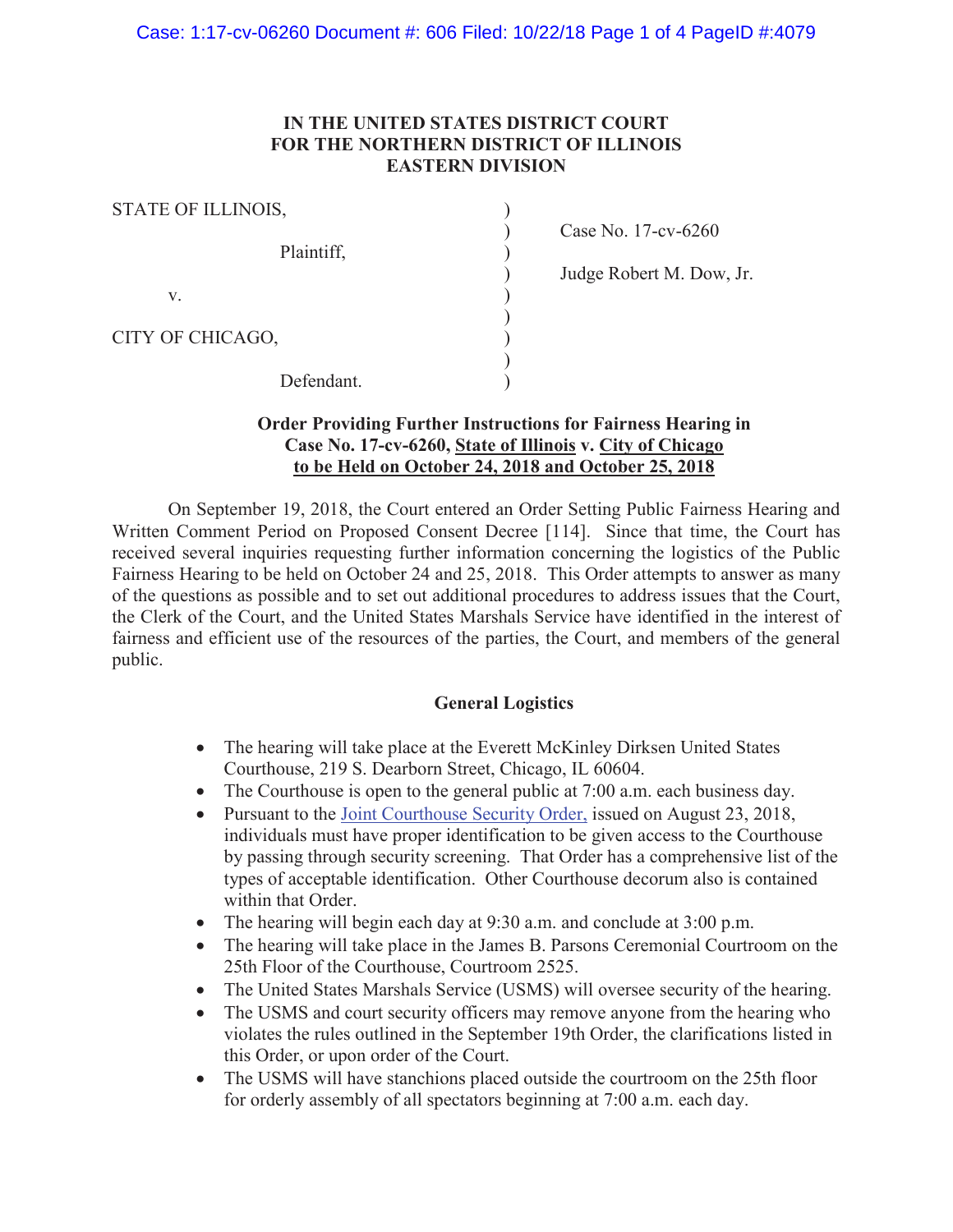**IN THE UNITED STATES DISTRICT COURT**
**FOR THE NORTHERN DISTRICT OF ILLINOIS**
**EASTERN DIVISION**

| | | |
|---|---|---|
| STATE OF ILLINOIS, | ) | |
| | ) | Case No. 17-cv-6260 |
| Plaintiff, | ) | |
| | ) | Judge Robert M. Dow, Jr. |
| v. | ) | |
| | ) | |
| CITY OF CHICAGO, | ) | |
| | ) | |
| Defendant. | ) | |

**Order Providing Further Instructions for Fairness Hearing in Case No. 17-cv-6260, State of Illinois v. City of Chicago to be Held on October 24, 2018 and October 25, 2018**

On September 19, 2018, the Court entered an Order Setting Public Fairness Hearing and Written Comment Period on Proposed Consent Decree [114]. Since that time, the Court has received several inquiries requesting further information concerning the logistics of the Public Fairness Hearing to be held on October 24 and 25, 2018. This Order attempts to answer as many of the questions as possible and to set out additional procedures to address issues that the Court, the Clerk of the Court, and the United States Marshals Service have identified in the interest of fairness and efficient use of the resources of the parties, the Court, and members of the general public.

**General Logistics**

- The hearing will take place at the Everett McKinley Dirksen United States Courthouse, 219 S. Dearborn Street, Chicago, IL 60604.
- The Courthouse is open to the general public at 7:00 a.m. each business day.
- Pursuant to the Joint Courthouse Security Order, issued on August 23, 2018, individuals must have proper identification to be given access to the Courthouse by passing through security screening. That Order has a comprehensive list of the types of acceptable identification. Other Courthouse decorum also is contained within that Order.
- The hearing will begin each day at 9:30 a.m. and conclude at 3:00 p.m.
- The hearing will take place in the James B. Parsons Ceremonial Courtroom on the 25th Floor of the Courthouse, Courtroom 2525.
- The United States Marshals Service (USMS) will oversee security of the hearing.
- The USMS and court security officers may remove anyone from the hearing who violates the rules outlined in the September 19th Order, the clarifications listed in this Order, or upon order of the Court.
- The USMS will have stanchions placed outside the courtroom on the 25th floor for orderly assembly of all spectators beginning at 7:00 a.m. each day.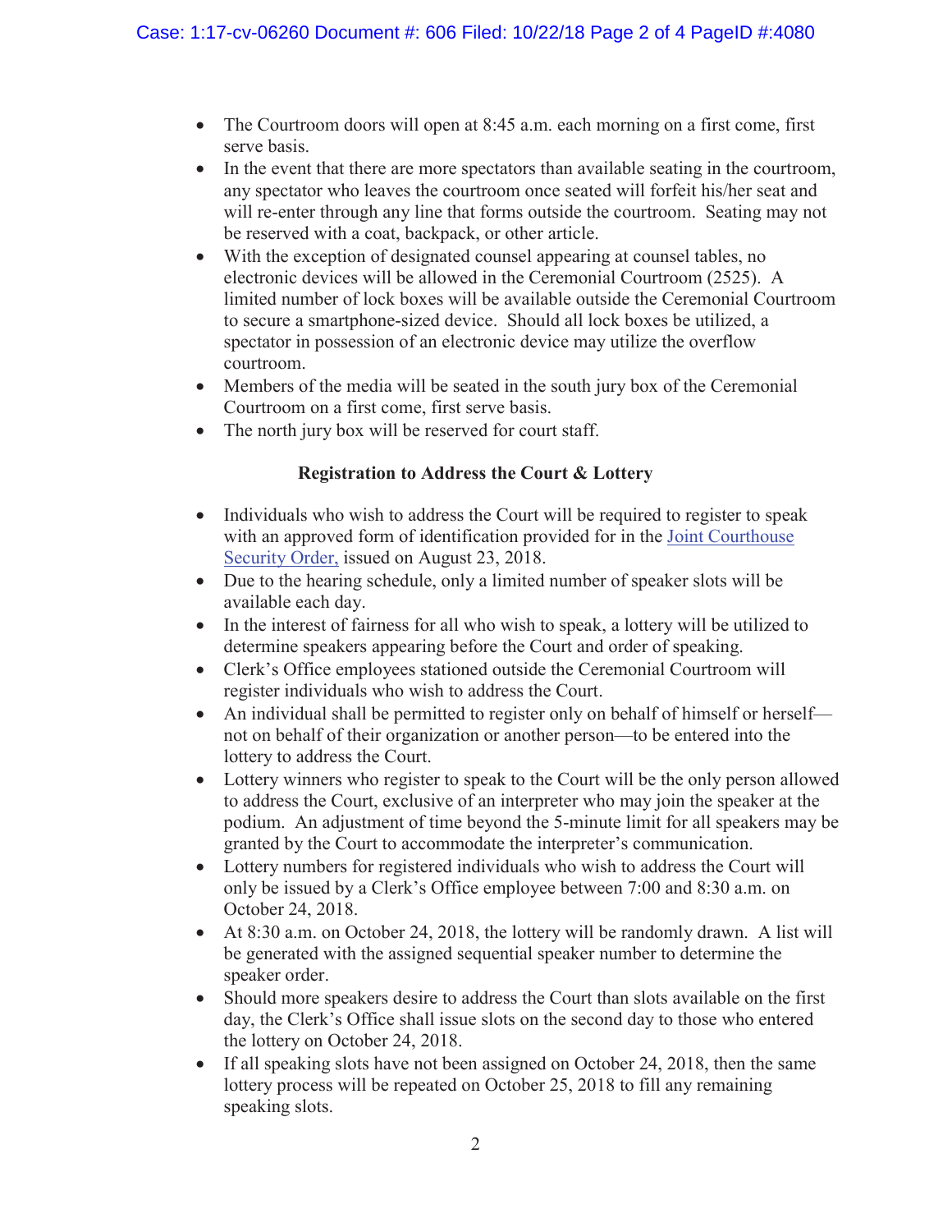- The Courtroom doors will open at 8:45 a.m. each morning on a first come, first serve basis.
- In the event that there are more spectators than available seating in the courtroom, any spectator who leaves the courtroom once seated will forfeit his/her seat and will re-enter through any line that forms outside the courtroom. Seating may not be reserved with a coat, backpack, or other article.
- With the exception of designated counsel appearing at counsel tables, no electronic devices will be allowed in the Ceremonial Courtroom (2525). A limited number of lock boxes will be available outside the Ceremonial Courtroom to secure a smartphone-sized device. Should all lock boxes be utilized, a spectator in possession of an electronic device may utilize the overflow courtroom.
- Members of the media will be seated in the south jury box of the Ceremonial Courtroom on a first come, first serve basis.
- The north jury box will be reserved for court staff.

**Registration to Address the Court & Lottery**

- Individuals who wish to address the Court will be required to register to speak with an approved form of identification provided for in the Joint Courthouse Security Order, issued on August 23, 2018.
- Due to the hearing schedule, only a limited number of speaker slots will be available each day.
- In the interest of fairness for all who wish to speak, a lottery will be utilized to determine speakers appearing before the Court and order of speaking.
- Clerk's Office employees stationed outside the Ceremonial Courtroom will register individuals who wish to address the Court.
- An individual shall be permitted to register only on behalf of himself or herself—not on behalf of their organization or another person—to be entered into the lottery to address the Court.
- Lottery winners who register to speak to the Court will be the only person allowed to address the Court, exclusive of an interpreter who may join the speaker at the podium. An adjustment of time beyond the 5-minute limit for all speakers may be granted by the Court to accommodate the interpreter's communication.
- Lottery numbers for registered individuals who wish to address the Court will only be issued by a Clerk's Office employee between 7:00 and 8:30 a.m. on October 24, 2018.
- At 8:30 a.m. on October 24, 2018, the lottery will be randomly drawn. A list will be generated with the assigned sequential speaker number to determine the speaker order.
- Should more speakers desire to address the Court than slots available on the first day, the Clerk's Office shall issue slots on the second day to those who entered the lottery on October 24, 2018.
- If all speaking slots have not been assigned on October 24, 2018, then the same lottery process will be repeated on October 25, 2018 to fill any remaining speaking slots.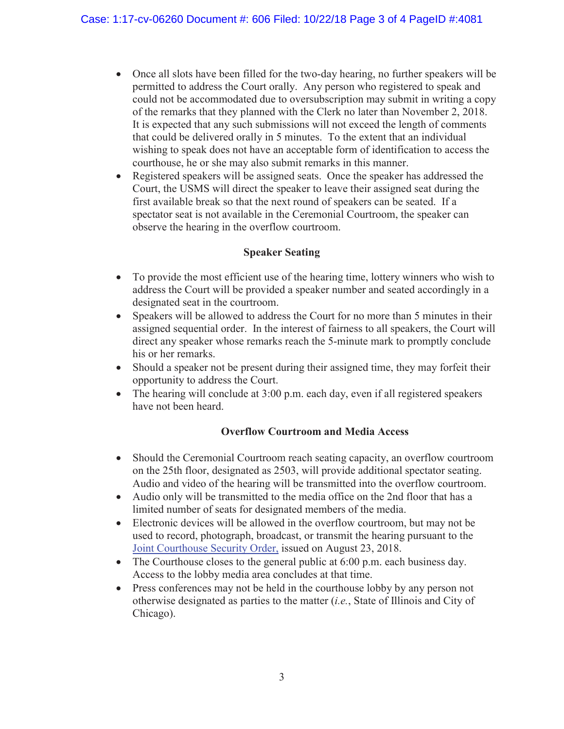- Once all slots have been filled for the two-day hearing, no further speakers will be permitted to address the Court orally. Any person who registered to speak and could not be accommodated due to oversubscription may submit in writing a copy of the remarks that they planned with the Clerk no later than November 2, 2018. It is expected that any such submissions will not exceed the length of comments that could be delivered orally in 5 minutes. To the extent that an individual wishing to speak does not have an acceptable form of identification to access the courthouse, he or she may also submit remarks in this manner.
- Registered speakers will be assigned seats. Once the speaker has addressed the Court, the USMS will direct the speaker to leave their assigned seat during the first available break so that the next round of speakers can be seated. If a spectator seat is not available in the Ceremonial Courtroom, the speaker can observe the hearing in the overflow courtroom.

## Speaker Seating

- To provide the most efficient use of the hearing time, lottery winners who wish to address the Court will be provided a speaker number and seated accordingly in a designated seat in the courtroom.
- Speakers will be allowed to address the Court for no more than 5 minutes in their assigned sequential order. In the interest of fairness to all speakers, the Court will direct any speaker whose remarks reach the 5-minute mark to promptly conclude his or her remarks.
- Should a speaker not be present during their assigned time, they may forfeit their opportunity to address the Court.
- The hearing will conclude at 3:00 p.m. each day, even if all registered speakers have not been heard.

## Overflow Courtroom and Media Access

- Should the Ceremonial Courtroom reach seating capacity, an overflow courtroom on the 25th floor, designated as 2503, will provide additional spectator seating. Audio and video of the hearing will be transmitted into the overflow courtroom.
- Audio only will be transmitted to the media office on the 2nd floor that has a limited number of seats for designated members of the media.
- Electronic devices will be allowed in the overflow courtroom, but may not be used to record, photograph, broadcast, or transmit the hearing pursuant to the Joint Courthouse Security Order, issued on August 23, 2018.
- The Courthouse closes to the general public at 6:00 p.m. each business day. Access to the lobby media area concludes at that time.
- Press conferences may not be held in the courthouse lobby by any person not otherwise designated as parties to the matter (*i.e.*, State of Illinois and City of Chicago).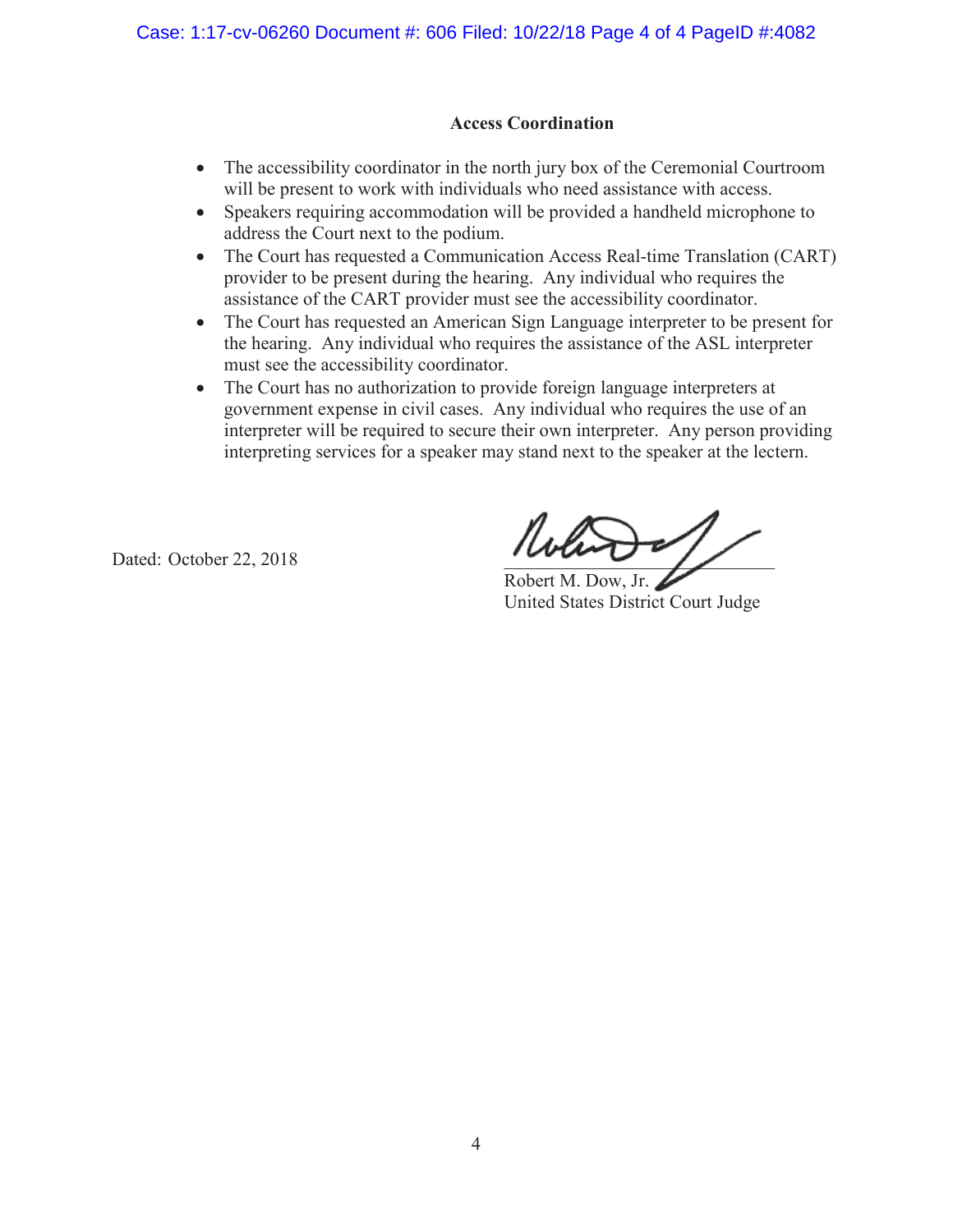**Access Coordination**

- The accessibility coordinator in the north jury box of the Ceremonial Courtroom will be present to work with individuals who need assistance with access.
- Speakers requiring accommodation will be provided a handheld microphone to address the Court next to the podium.
- The Court has requested a Communication Access Real-time Translation (CART) provider to be present during the hearing. Any individual who requires the assistance of the CART provider must see the accessibility coordinator.
- The Court has requested an American Sign Language interpreter to be present for the hearing. Any individual who requires the assistance of the ASL interpreter must see the accessibility coordinator.
- The Court has no authorization to provide foreign language interpreters at government expense in civil cases. Any individual who requires the use of an interpreter will be required to secure their own interpreter. Any person providing interpreting services for a speaker may stand next to the speaker at the lectern.

Dated: October 22, 2018

Robert M. Dow, Jr.
United States District Court Judge